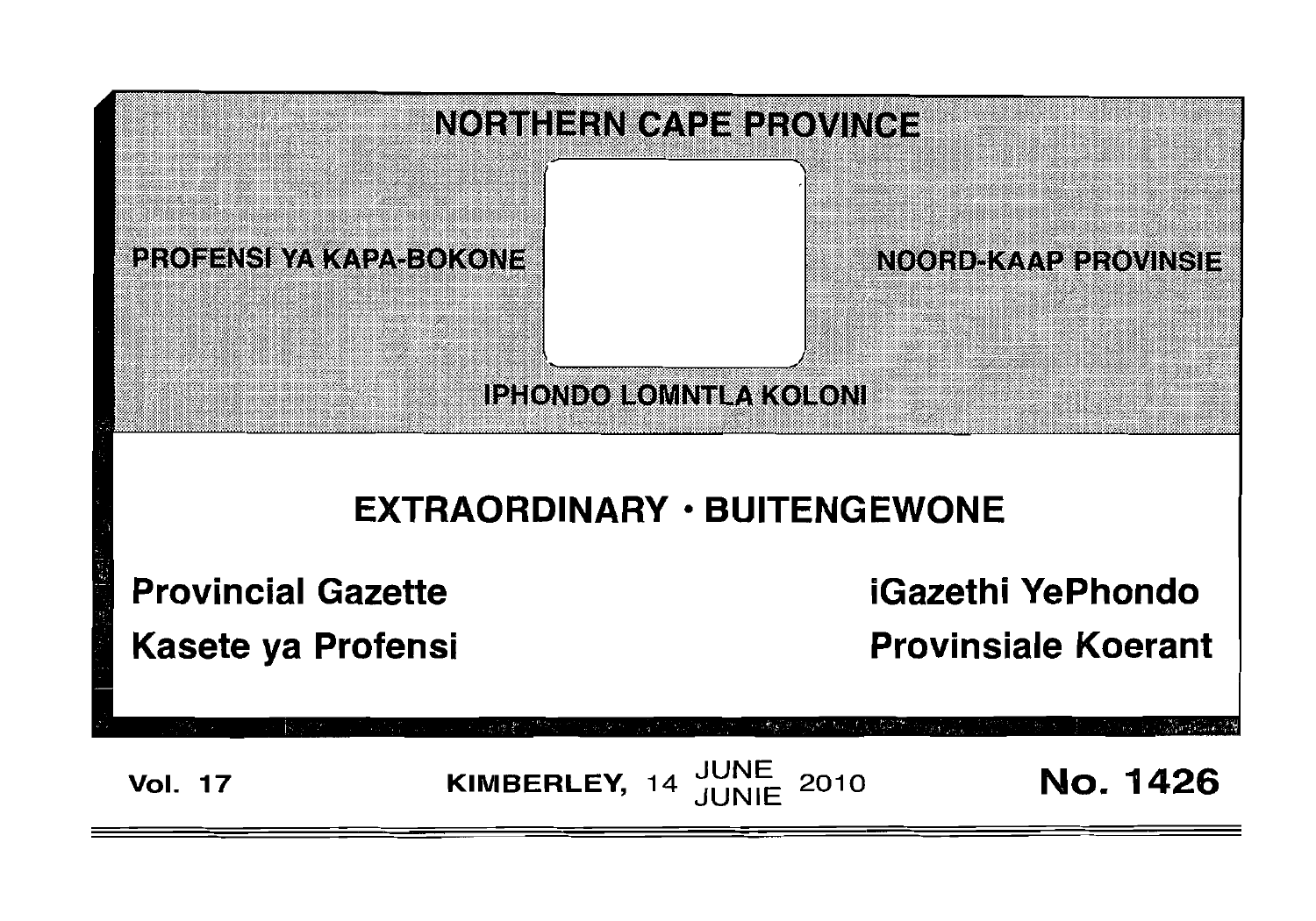# NORTHERN CAPE PROVINCE

PROFENSI YA KAPA-BOKONE

NOORD-KAAP PROVINSIE

IPHONDO LOMNTLA KOLONI

## EXTRAORDINARY · BUITENGEWONE

**Provincial Gazette**

**iGazethi YePhondo**

**Kasete ya Profensi**

**Provinsiale Koerant**

**Vol. 17** **KIMBERLEY,** 14 JUNE JUNIE 2010 **No. 1426**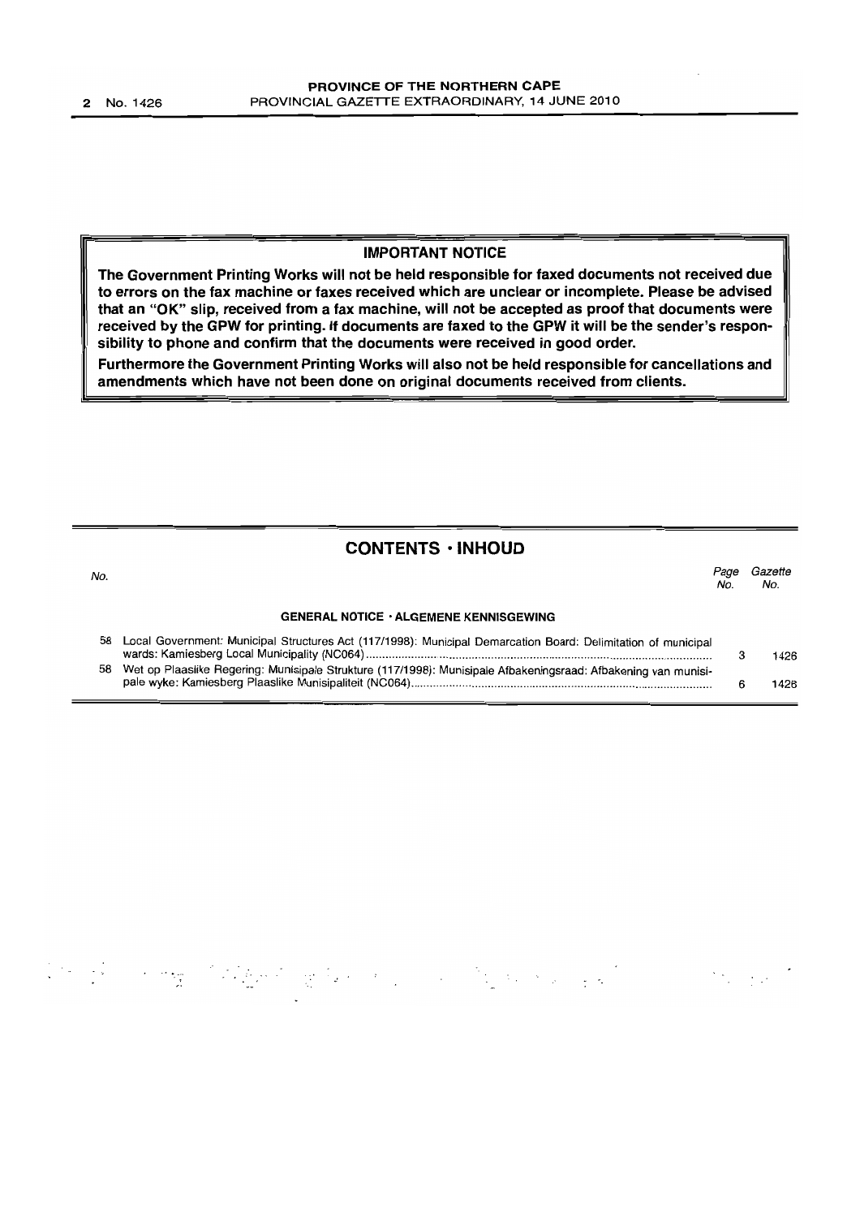**IMPORTANT NOTICE**

**The Government Printing Works will not be held responsible for faxed documents not received due to errors on the fax machine or faxes received which are unclear or incomplete. Please be advised that an "OK" slip, received from a fax machine, will not be accepted as proof that documents were received by the GPW for printing. If documents are faxed to the GPW it will be the sender's responsibility to phone and confirm that the documents were received in good order.**

**Furthermore the Government Printing Works will also not be held responsible for cancellations and amendments which have not been done on original documents received from clients.**

## CONTENTS · INHOUD

| No. | | Page No. | Gazette No. |
|---|---|---|---|
| | **GENERAL NOTICE · ALGEMENE KENNISGEWING** | | |
| 58 | Local Government: Municipal Structures Act (117/1998): Municipal Demarcation Board: Delimitation of municipal wards: Kamiesberg Local Municipality (NC064) | 3 | 1426 |
| 58 | Wet op Plaaslike Regering: Munisipale Strukture (117/1998): Munisipale Afbakeningsraad: Afbakening van munisipale wyke: Kamiesberg Plaaslike Munisipaliteit (NC064) | 6 | 1426 |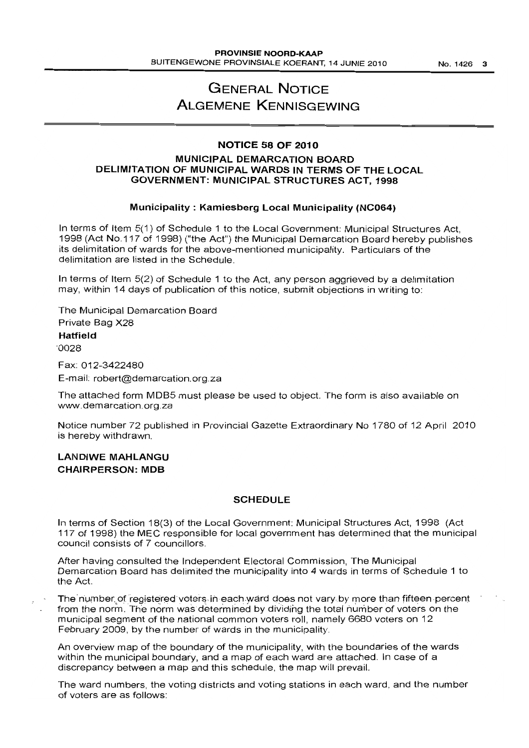# GENERAL NOTICE
# ALGEMENE KENNISGEWING

## NOTICE 58 OF 2010

### MUNICIPAL DEMARCATION BOARD
### DELIMITATION OF MUNICIPAL WARDS IN TERMS OF THE LOCAL GOVERNMENT: MUNICIPAL STRUCTURES ACT, 1998

#### Municipality : Kamiesberg Local Municipality (NC064)

In terms of Item 5(1) of Schedule 1 to the Local Government: Municipal Structures Act, 1998 (Act No.117 of 1998) ("the Act") the Municipal Demarcation Board hereby publishes its delimitation of wards for the above-mentioned municipality. Particulars of the delimitation are listed in the Schedule.

In terms of Item 5(2) of Schedule 1 to the Act, any person aggrieved by a delimitation may, within 14 days of publication of this notice, submit objections in writing to:

The Municipal Demarcation Board
Private Bag X28
**Hatfield**
0028

Fax: 012-3422480
E-mail: robert@demarcation.org.za

The attached form MDB5 must please be used to object. The form is also available on www.demarcation.org.za

Notice number 72 published in Provincial Gazette Extraordinary No 1780 of 12 April 2010 is hereby withdrawn.

**LANDIWE MAHLANGU**
**CHAIRPERSON: MDB**

#### SCHEDULE

In terms of Section 18(3) of the Local Government: Municipal Structures Act, 1998 (Act 117 of 1998) the MEC responsible for local government has determined that the municipal council consists of 7 councillors.

After having consulted the Independent Electoral Commission, The Municipal Demarcation Board has delimited the municipality into 4 wards in terms of Schedule 1 to the Act.

The number of registered voters in each ward does not vary by more than fifteen percent from the norm. The norm was determined by dividing the total number of voters on the municipal segment of the national common voters roll, namely 6680 voters on 12 February 2009, by the number of wards in the municipality.

An overview map of the boundary of the municipality, with the boundaries of the wards within the municipal boundary, and a map of each ward are attached. In case of a discrepancy between a map and this schedule, the map will prevail.

The ward numbers, the voting districts and voting stations in each ward, and the number of voters are as follows: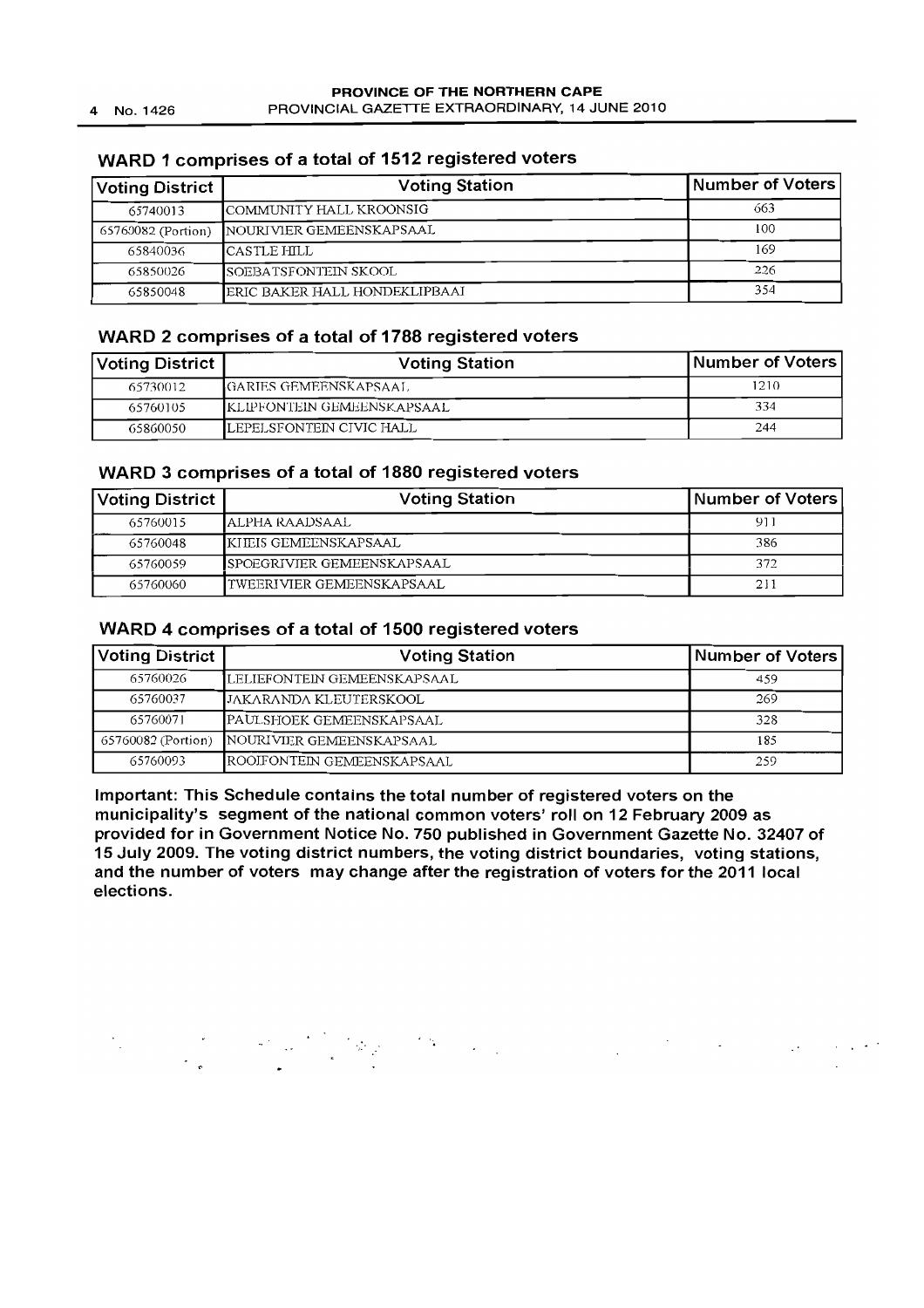## WARD 1 comprises of a total of 1512 registered voters

| Voting District | Voting Station | Number of Voters |
|---|---|---|
| 65740013 | COMMUNITY HALL KROONSIG | 663 |
| 65760082 (Portion) | NOURIVIER GEMEENSKAPSAAL | 100 |
| 65840036 | CASTLE HILL | 169 |
| 65850026 | SOEBATSFONTEIN SKOOL | 226 |
| 65850048 | ERIC BAKER HALL HONDEKLIPBAAI | 354 |

## WARD 2 comprises of a total of 1788 registered voters

| Voting District | Voting Station | Number of Voters |
|---|---|---|
| 65730012 | GARIES GEMEENSKAPSAAL | 1210 |
| 65760105 | KLIPFONTEIN GEMEENSKAPSAAL | 334 |
| 65860050 | LEPELSFONTEIN CIVIC HALL | 244 |

## WARD 3 comprises of a total of 1880 registered voters

| Voting District | Voting Station | Number of Voters |
|---|---|---|
| 65760015 | ALPHA RAADSAAL | 911 |
| 65760048 | KHEIS GEMEENSKAPSAAL | 386 |
| 65760059 | SPOEGRIVIER GEMEENSKAPSAAL | 372 |
| 65760060 | TWEERIVIER GEMEENSKAPSAAL | 211 |

## WARD 4 comprises of a total of 1500 registered voters

| Voting District | Voting Station | Number of Voters |
|---|---|---|
| 65760026 | LELIEFONTEIN GEMEENSKAPSAAL | 459 |
| 65760037 | JAKARANDA KLEUTERSKOOL | 269 |
| 65760071 | PAULSHOEK GEMEENSKAPSAAL | 328 |
| 65760082 (Portion) | NOURIVIER GEMEENSKAPSAAL | 185 |
| 65760093 | ROOIFONTEIN GEMEENSKAPSAAL | 259 |

**Important: This Schedule contains the total number of registered voters on the municipality's segment of the national common voters' roll on 12 February 2009 as provided for in Government Notice No. 750 published in Government Gazette No. 32407 of 15 July 2009. The voting district numbers, the voting district boundaries, voting stations, and the number of voters may change after the registration of voters for the 2011 local elections.**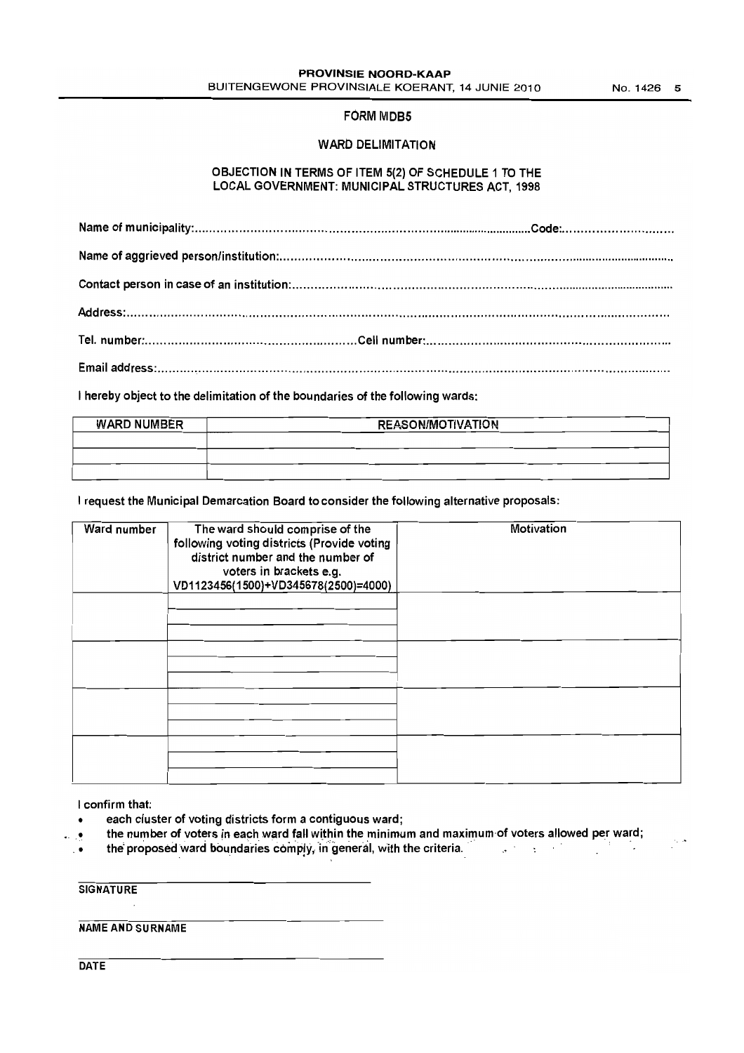## FORM MDB5

### WARD DELIMITATION

### OBJECTION IN TERMS OF ITEM 5(2) OF SCHEDULE 1 TO THE LOCAL GOVERNMENT: MUNICIPAL STRUCTURES ACT, 1998

Name of municipality:........................................................................................................Code:..............................

Name of aggrieved person/institution:.......................................................................................................................

Contact person in case of an institution:....................................................................................................................

Address:.......................................................................................................................................................................

Tel. number:.........................................................Cell number:.................................................................................

Email address:...............................................................................................................................................................

I hereby object to the delimitation of the boundaries of the following wards:

| WARD NUMBER | REASON/MOTIVATION |
|---|---|
| | |
| | |
| | |

I request the Municipal Demarcation Board to consider the following alternative proposals:

| Ward number | The ward should comprise of the following voting districts (Provide voting district number and the number of voters in brackets e.g. VD1123456(1500)+VD345678(2500)=4000) | Motivation |
|---|---|---|
| | | |
| | | |
| | | |
| | | |

I confirm that:

- each cluster of voting districts form a contiguous ward;
- the number of voters in each ward fall within the minimum and maximum of voters allowed per ward;
- the proposed ward boundaries comply, in general, with the criteria.

\_\_\_\_\_\_\_\_\_\_\_\_\_\_\_\_\_\_\_\_\_\_\_\_\_\_\_\_\_\_
**SIGNATURE**

\_\_\_\_\_\_\_\_\_\_\_\_\_\_\_\_\_\_\_\_\_\_\_\_\_\_\_\_\_\_
**NAME AND SURNAME**

\_\_\_\_\_\_\_\_\_\_\_\_\_\_\_\_\_\_\_\_\_\_\_\_\_\_\_\_\_\_
**DATE**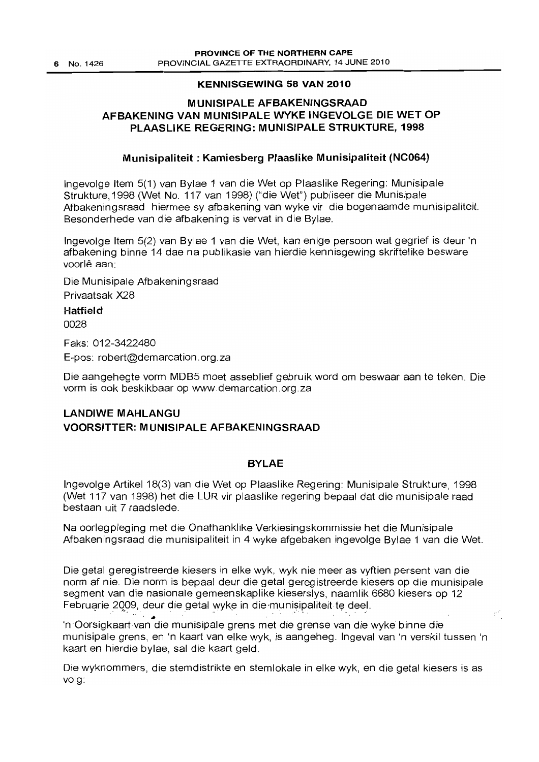## KENNISGEWING 58 VAN 2010

## MUNISIPALE AFBAKENINGSRAAD
## AFBAKENING VAN MUNISIPALE WYKE INGEVOLGE DIE WET OP PLAASLIKE REGERING: MUNISIPALE STRUKTURE, 1998

### Munisipaliteit : Kamiesberg Plaaslike Munisipaliteit (NC064)

Ingevolge Item 5(1) van Bylae 1 van die Wet op Plaaslike Regering: Munisipale Strukture,1998 (Wet No. 117 van 1998) ("die Wet") publiseer die Munisipale Afbakeningsraad hiermee sy afbakening van wyke vir die bogenaamde munisipaliteit. Besonderhede van die afbakening is vervat in die Bylae.

Ingevolge Item 5(2) van Bylae 1 van die Wet, kan enige persoon wat gegrief is deur 'n afbakening binne 14 dae na publikasie van hierdie kennisgewing skriftelike besware voorlê aan:

Die Munisipale Afbakeningsraad
Privaatsak X28
**Hatfield**
0028

Faks: 012-3422480
E-pos: robert@demarcation.org.za

Die aangehegte vorm MDB5 moet asseblief gebruik word om beswaar aan te teken. Die vorm is ook beskikbaar op www.demarcation.org.za

**LANDIWE MAHLANGU**
**VOORSITTER: MUNISIPALE AFBAKENINGSRAAD**

### BYLAE

Ingevolge Artikel 18(3) van die Wet op Plaaslike Regering: Munisipale Strukture, 1998 (Wet 117 van 1998) het die LUR vir plaaslike regering bepaal dat die munisipale raad bestaan uit 7 raadslede.

Na oorlegpleging met die Onafhanklike Verkiesingskommissie het die Munisipale Afbakeningsraad die munisipaliteit in 4 wyke afgebaken ingevolge Bylae 1 van die Wet.

Die getal geregistreerde kiesers in elke wyk, wyk nie meer as vyftien persent van die norm af nie. Die norm is bepaal deur die getal geregistreerde kiesers op die munisipale segment van die nasionale gemeenskaplike kieserslys, naamlik 6680 kiesers op 12 Februarie 2009, deur die getal wyke in die munisipaliteit te deel.

'n Oorsigkaart van die munisipale grens met die grense van die wyke binne die munisipale grens, en 'n kaart van elke wyk, is aangeheg. Ingeval van 'n verskil tussen 'n kaart en hierdie bylae, sal die kaart geld.

Die wyknommers, die stemdistrikte en stemlokale in elke wyk, en die getal kiesers is as volg: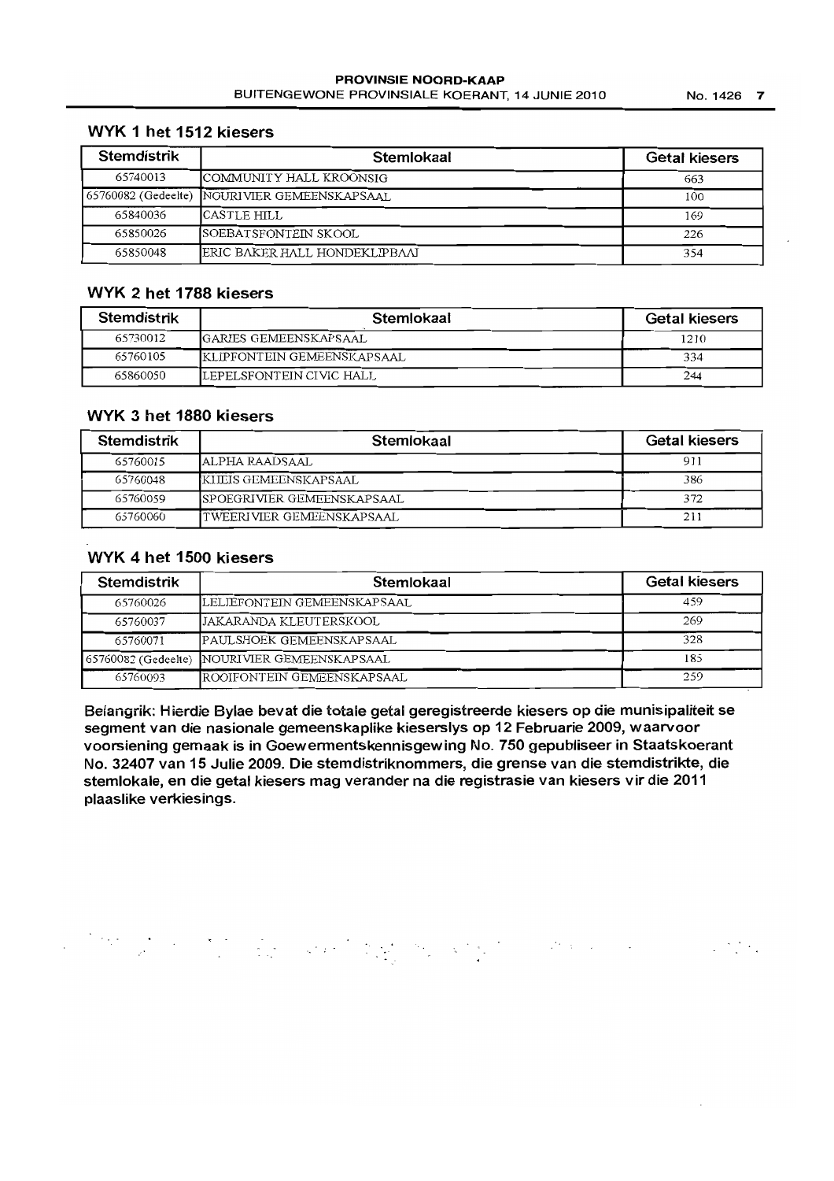## WYK 1 het 1512 kiesers

| Stemdistrik | Stemlokaal | Getal kiesers |
|---|---|---|
| 65740013 | COMMUNITY HALL KROONSIG | 663 |
| 65760082 (Gedeelte) | NOURIVIER GEMEENSKAPSAAL | 100 |
| 65840036 | CASTLE HILL | 169 |
| 65850026 | SOEBATSFONTEIN SKOOL | 226 |
| 65850048 | ERIC BAKER HALL HONDEKLIPBAAI | 354 |

## WYK 2 het 1788 kiesers

| Stemdistrik | Stemlokaal | Getal kiesers |
|---|---|---|
| 65730012 | GARIES GEMEENSKAPSAAL | 1210 |
| 65760105 | KLIPFONTEIN GEMEENSKAPSAAL | 334 |
| 65860050 | LEPELSFONTEIN CIVIC HALL | 244 |

## WYK 3 het 1880 kiesers

| Stemdistrik | Stemlokaal | Getal kiesers |
|---|---|---|
| 65760015 | ALPHA RAADSAAL | 911 |
| 65760048 | KHEIS GEMEENSKAPSAAL | 386 |
| 65760059 | SPOEGRIVIER GEMEENSKAPSAAL | 372 |
| 65760060 | TWEERIVIER GEMEENSKAPSAAL | 211 |

## WYK 4 het 1500 kiesers

| Stemdistrik | Stemlokaal | Getal kiesers |
|---|---|---|
| 65760026 | LELIEFONTEIN GEMEENSKAPSAAL | 459 |
| 65760037 | JAKARANDA KLEUTERSKOOL | 269 |
| 65760071 | PAULSHOEK GEMEENSKAPSAAL | 328 |
| 65760082 (Gedeelte) | NOURIVIER GEMEENSKAPSAAL | 185 |
| 65760093 | ROOIFONTEIN GEMEENSKAPSAAL | 259 |

**Belangrik: Hierdie Bylae bevat die totale getal geregistreerde kiesers op die munisipaliteit se segment van die nasionale gemeenskaplike kieserslys op 12 Februarie 2009, waarvoor voorsiening gemaak is in Goewermentskennisgewing No. 750 gepubliseer in Staatskoerant No. 32407 van 15 Julie 2009. Die stemdistriknommers, die grense van die stemdistrikte, die stemlokale, en die getal kiesers mag verander na die registrasie van kiesers vir die 2011 plaaslike verkiesings.**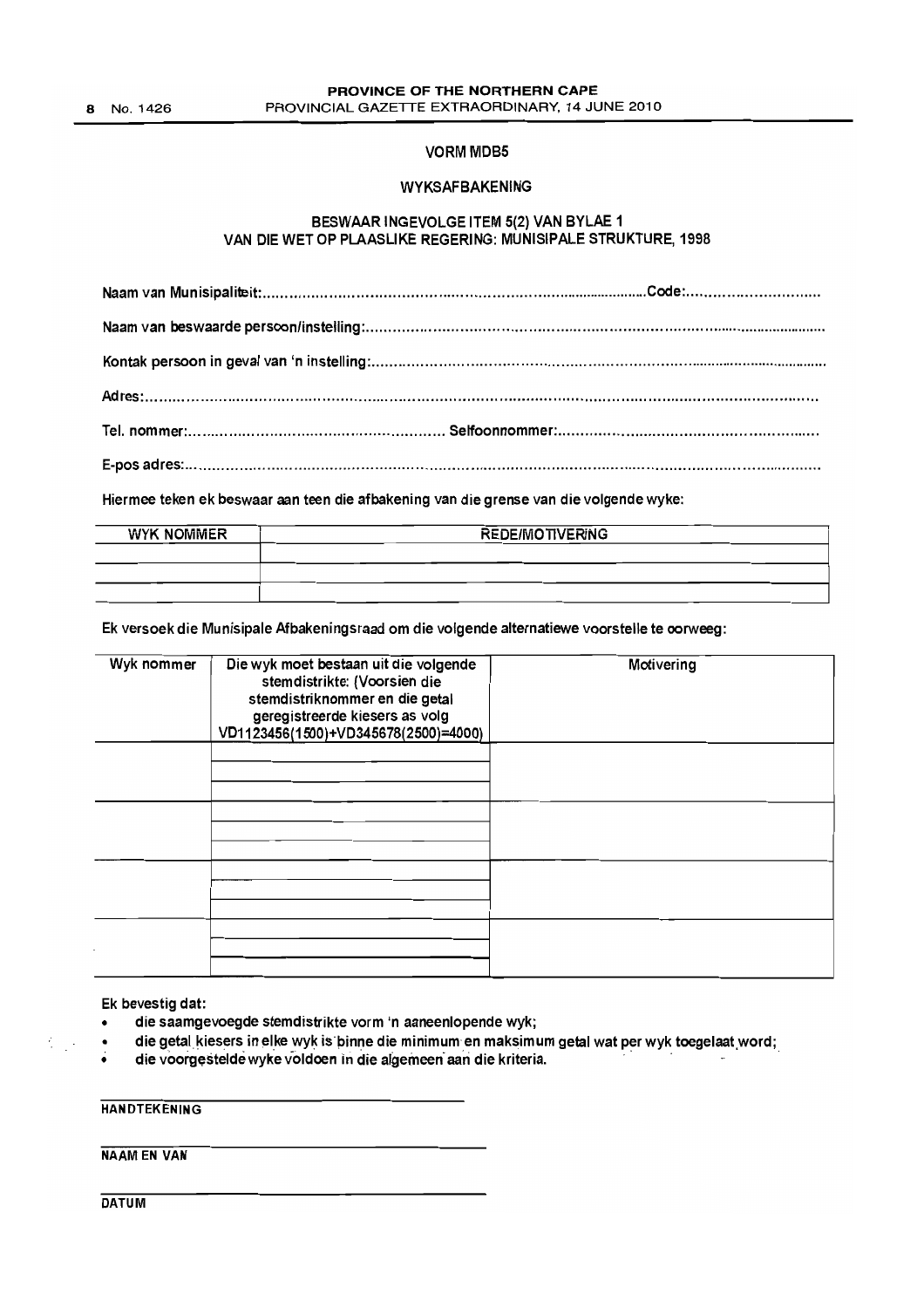## VORM MDB5

### WYKSAFBAKENING

### BESWAAR INGEVOLGE ITEM 5(2) VAN BYLAE 1 VAN DIE WET OP PLAASLIKE REGERING: MUNISIPALE STRUKTURE, 1998

Naam van Munisipaliteit:.................................................................................................Code:..................................

Naam van beswaarde persoon/instelling:..................................................................................................................

Kontak persoon in geval van 'n instelling:.................................................................................................................

Adres:............................................................................................................................................................

Tel. nommer:.................................................... Selfoonnommer:.........................................................

E-pos adres:.....................................................................................................................................................

Hiermee teken ek beswaar aan teen die afbakening van die grense van die volgende wyke:

| WYK NOMMER | REDE/MOTIVERING |
|---|---|
| | |
| | |

Ek versoek die Munisipale Afbakeningsraad om die volgende alternatiewe voorstelle te oorweeg:

| Wyk nommer | Die wyk moet bestaan uit die volgende stemdistrikte: (Voorsien die stemdistriknommer en die getal geregistreerde kiesers as volg VD1123456(1500)+VD345678(2500)=4000) | Motivering |
|---|---|---|
| | | |
| | | |
| | | |
| | | |

Ek bevestig dat:

- die saamgevoegde stemdistrikte vorm 'n aaneenlopende wyk;
- die getal kiesers in elke wyk is binne die minimum en maksimum getal wat per wyk toegelaat word;
- die voorgestelde wyke voldoen in die algemeen aan die kriteria.

\_\_\_\_\_\_\_\_\_\_\_\_\_\_\_\_\_\_\_\_\_\_\_\_\_\_\_\_\_\_\_\_\_\_\_\_
**HANDTEKENING**

\_\_\_\_\_\_\_\_\_\_\_\_\_\_\_\_\_\_\_\_\_\_\_\_\_\_\_\_\_\_\_\_\_\_\_\_
**NAAM EN VAN**

\_\_\_\_\_\_\_\_\_\_\_\_\_\_\_\_\_\_\_\_\_\_\_\_\_\_\_\_\_\_\_\_\_\_\_\_
**DATUM**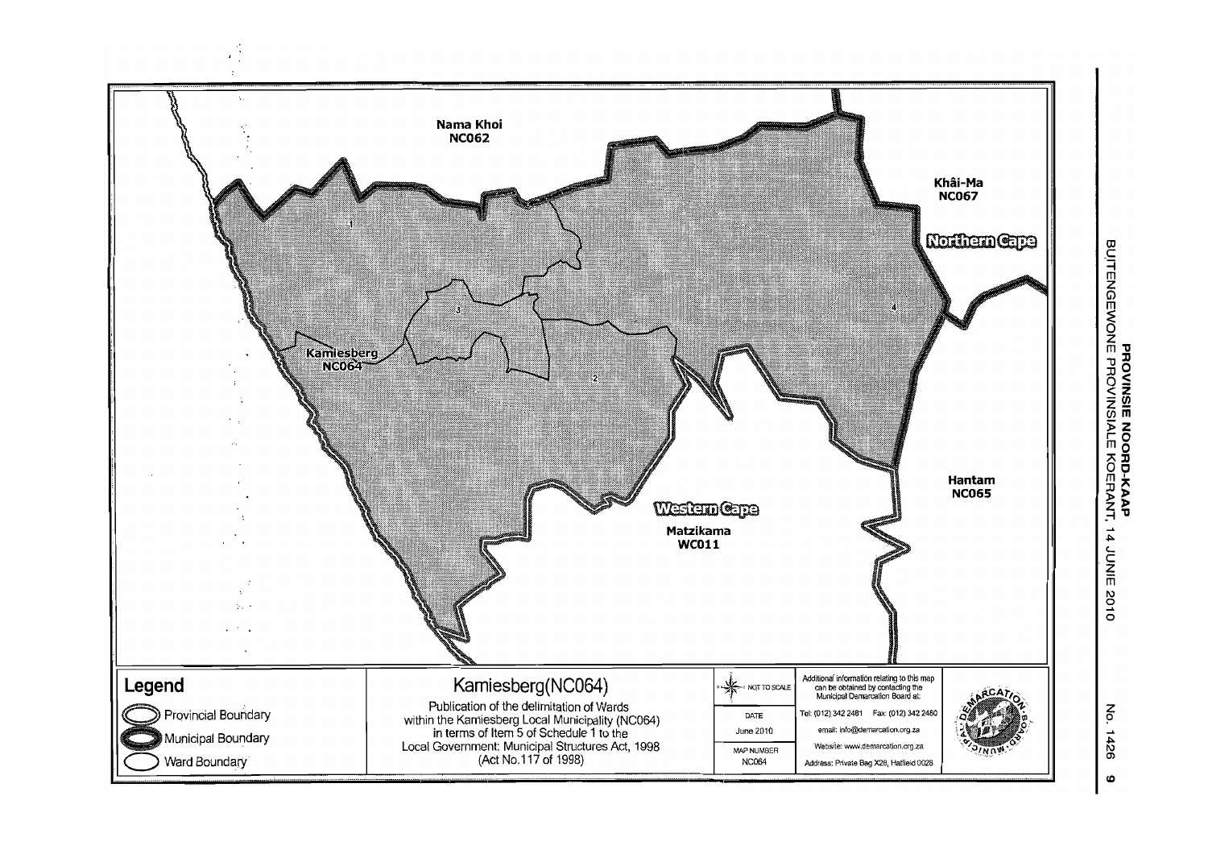Nama Khoi
NC062

Khâi-Ma
NC067

Northern Cape

Kamiesberg
NC064

Hantam
NC065

Western Cape

Matzikama
WC011

1

2

3

4

## Legend

Provincial Boundary

Municipal Boundary

Ward Boundary

# Kamiesberg(NC064)

Publication of the delimitation of Wards within the Kamiesberg Local Municipality (NC064) in terms of Item 5 of Schedule 1 to the Local Government: Municipal Structures Act, 1998 (Act No.117 of 1998)

NOT TO SCALE

| DATE |
| --- |
| June 2010 |
| MAP NUMBER |
| NC064 |

Additional information relating to this map can be obtained by contacting the Municipal Demarcation Board at:

Tel: (012) 342 2481 Fax: (012) 342 2480

email: info@demarcation.org.za

Website: www.demarcation.org.za

Address: Private Bag X28, Hatfield 0028

MUNICIPAL DEMARCATION BOARD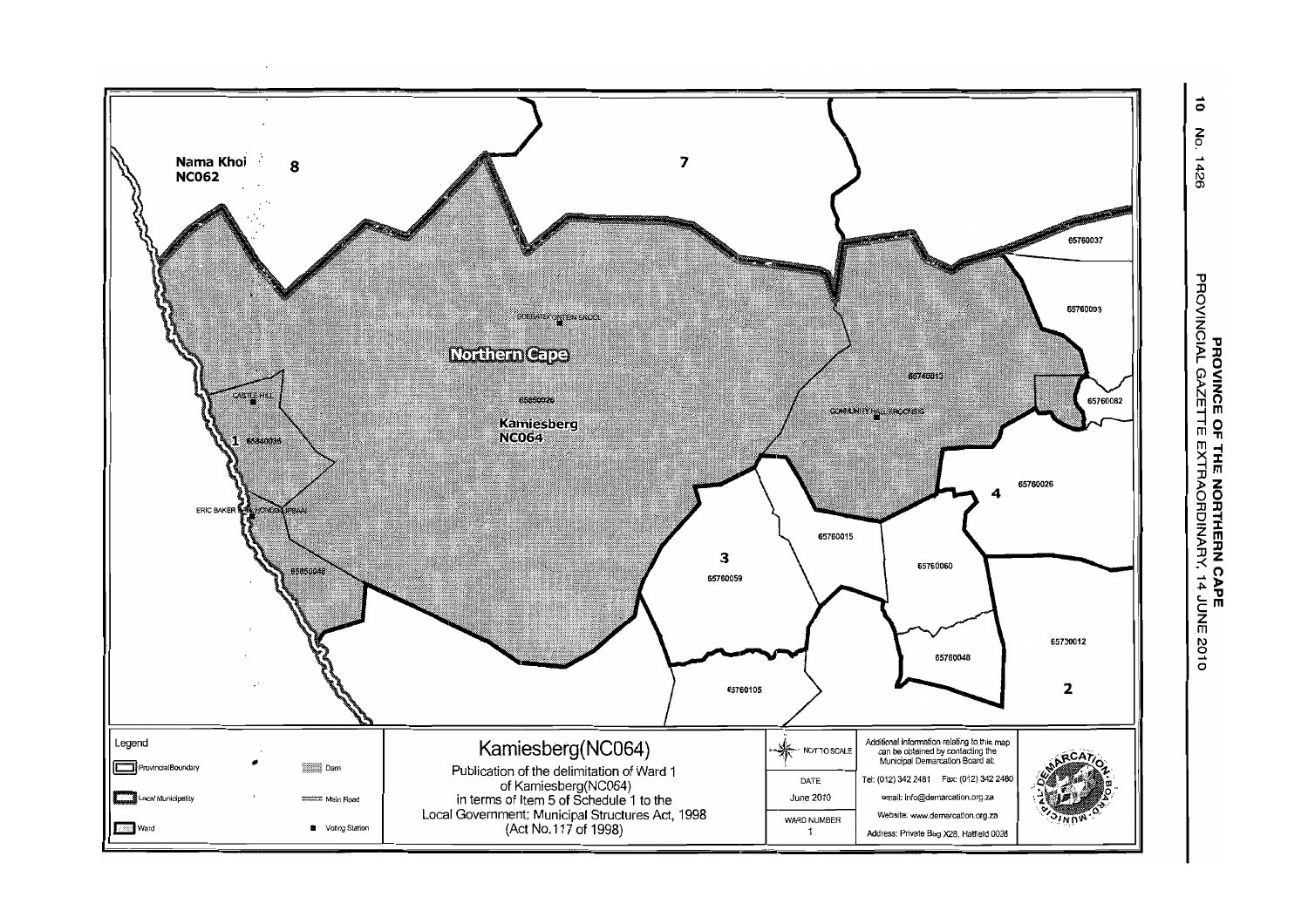Nama Khoi
NC062

8

7

Northern Cape

Kamiesberg
NC064

SOEBATSFONTEIN SALOON

65850026

CASTLE HILL

1 65840036

ERIC BAKER HALL KONDEKUSKRAAL

65850048

65740013

COMMUNITY HALL KROONSBG

65760037

65760093

65760082

65760026

4

65760015

65760060

3
65760059

65760048

65730012

2

65760105

Legend

- Provincial Boundary
- Local Municipality
- Ward
- Dam
- Main Road
- Voting Station

# Kamiesberg(NC064)

Publication of the delimitation of Ward 1 of Kamiesberg(NC064) in terms of Item 5 of Schedule 1 to the Local Government: Municipal Structures Act, 1998 (Act No.117 of 1998)

NOT TO SCALE

| DATE |
| --- |
| June 2010 |

| WARD NUMBER |
| --- |
| 1 |

Additional information relating to this map can be obtained by contacting the Municipal Demarcation Board at:

Tel: (012) 342 2481 Fax: (012) 342 2480

email: info@demarcation.org.za

Website: www.demarcation.org.za

Address: Private Bag X28, Hatfield 0028

MUNICIPAL DEMARCATION BOARD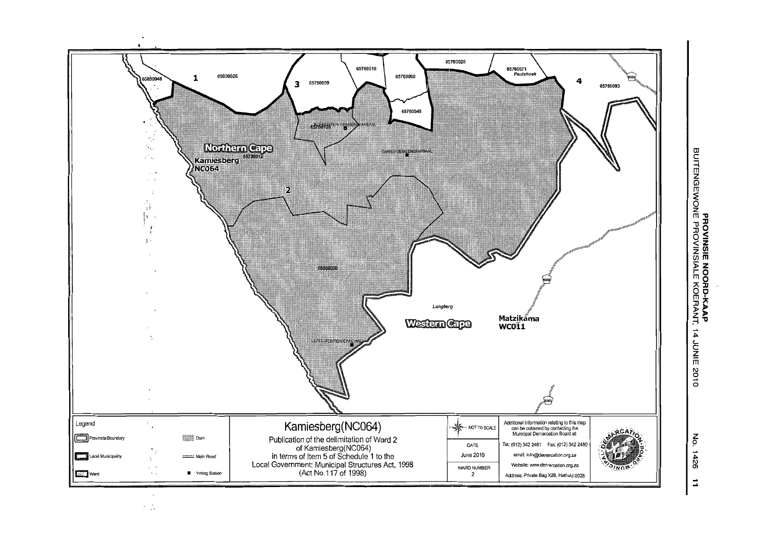Kamiesberg(NC064)

Publication of the delimitation of Ward 2 of Kamiesberg(NC064) in terms of Item 5 of Schedule 1 to the Local Government: Municipal Structures Act, 1998 (Act No.117 of 1998)

Legend

- Provincial Boundary
- Local Municipality
- Ward
- Dam
- Main Road
- Voting Station

NOT TO SCALE

| DATE | June 2010 |
| --- | --- |
| WARD NUMBER | 2 |

Additional information relating to this map can be obtained by contacting the Municipal Demarcation Board at:

Tel: (012) 342 2481 Fax: (012) 342 2480

email: info@demarcation.org.za

Website: www.demarcation.org.za

Address: Private Bag X28, Hatfield 0028

Northern Cape

Kamiesberg NC064

Western Cape

Matzikama WC011

Langberg

Paulshoek

1 2 3 4

65850048 65850026 65760059 65760015 65760060 65760048 65760026 65760071 65760093 65730912 65860050

GARIES GEMEENSKAPSAAL

LEPELSFONTEIN CIVIC HALL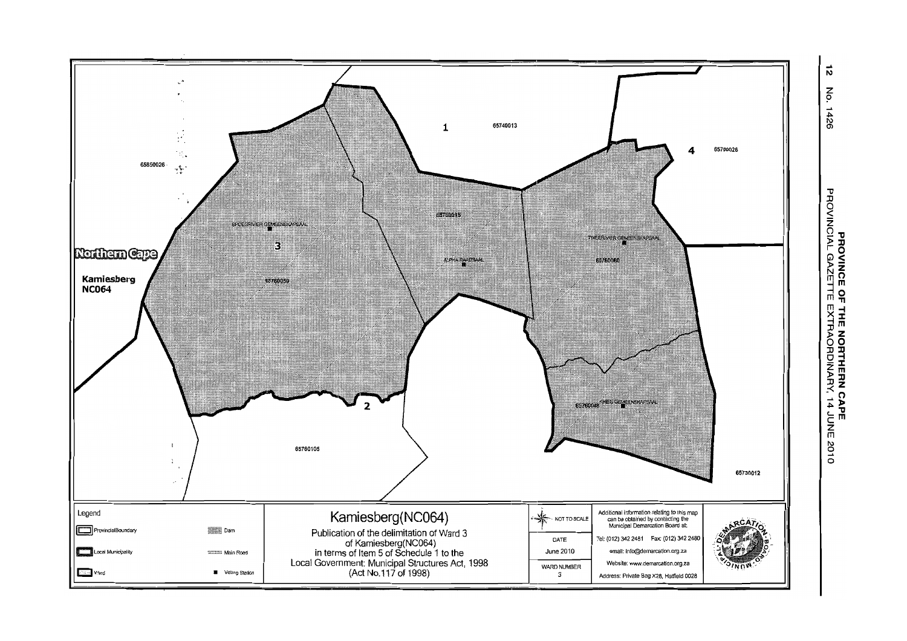Northern Cape

Kamiesberg
NC064

1 65740013

4 65760026

65850026

3

65760050

SPOEGRIVIER GEMEENSKAPSAAL

65760015

ALPHA PAKEPSAAL

TWEERIVIER GEMEENSKAPSAAL

65760060

65760045 KHEIS GEMEENSKAPSAAL

2

65760105

65730012

| Legend | |
|---|---|
| ProvincialBoundary | Dam |
| Local Municipality | Main Road |
| Ward | Voting Station |

## Kamiesberg(NC064)

Publication of the delimitation of Ward 3 of Kamiesberg(NC064) in terms of Item 5 of Schedule 1 to the Local Government: Municipal Structures Act, 1998 (Act No.117 of 1998)

NOT TO SCALE

DATE
June 2010

WARD NUMBER
3

Additional information relating to this map can be obtained by contacting the Municipal Demarcation Board at:

Tel: (012) 342 2481 Fax: (012) 342 2480

email: info@demarcation.org.za

Website: www.demarcation.org.za

Address: Private Bag X28, Hatfield 0028

MUNICIPAL DEMARCATION BOARD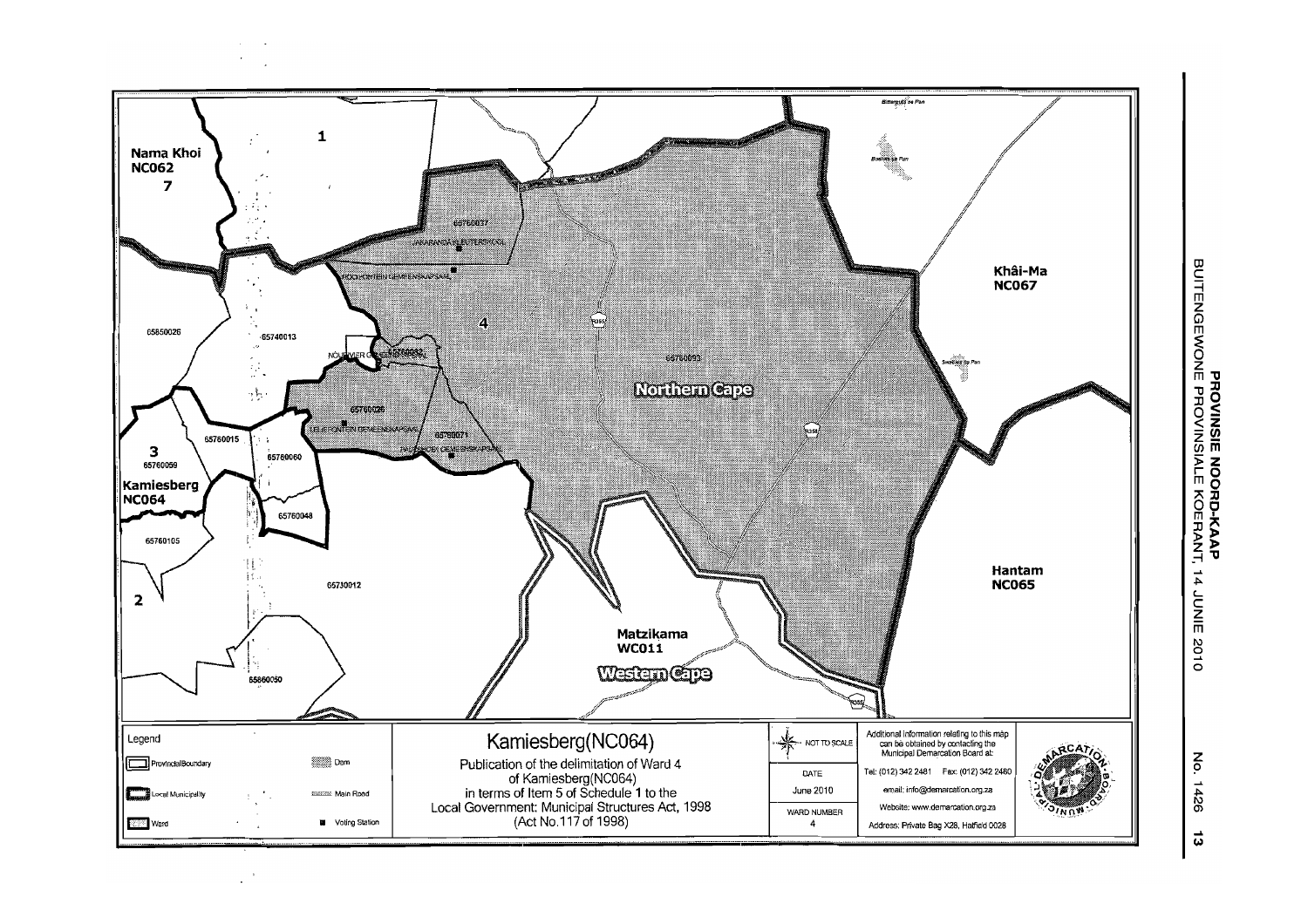Kamiesberg(NC064)

Publication of the delimitation of Ward 4 of Kamiesberg(NC064) in terms of Item 5 of Schedule 1 to the Local Government: Municipal Structures Act, 1998 (Act No.117 of 1998)

Legend

- ProvincialBoundary
- Local Municipality
- Ward
- Dam
- Main Road
- Voting Station

NOT TO SCALE

DATE: June 2010

WARD NUMBER: 4

Additional information relating to this map can be obtained by contacting the Municipal Demarcation Board at:

Tel: (012) 342 2481 Fax: (012) 342 2480

email: info@demarcation.org.za

Website: www.demarcation.org.za

Address: Private Bag X28, Hatfield 0028

Nama Khoi NC062

7

1

4

3

2

65760059

Kamiesberg NC064

Khâi-Ma NC067

Hantam NC065

Matzikama WC011

Northern Cape

Western Cape

65760037

65760093

65850026

65740013

65760026

65760015

65760060

65760071

65760048

65760105

65730012

65860050

65760082

JAKARANDA LAERSKOOL

ROOIFONTEIN GEMEENSKAPSAAL

NOURIVIER GEMEENSKAPSAAL

LELIEFONTEIN GEMEENSKAPSAAL

PAULSHOEK GEMEENSKAPSAAL

Bitterputs se Pan

Boesman se Pan

Swartkop se Pan